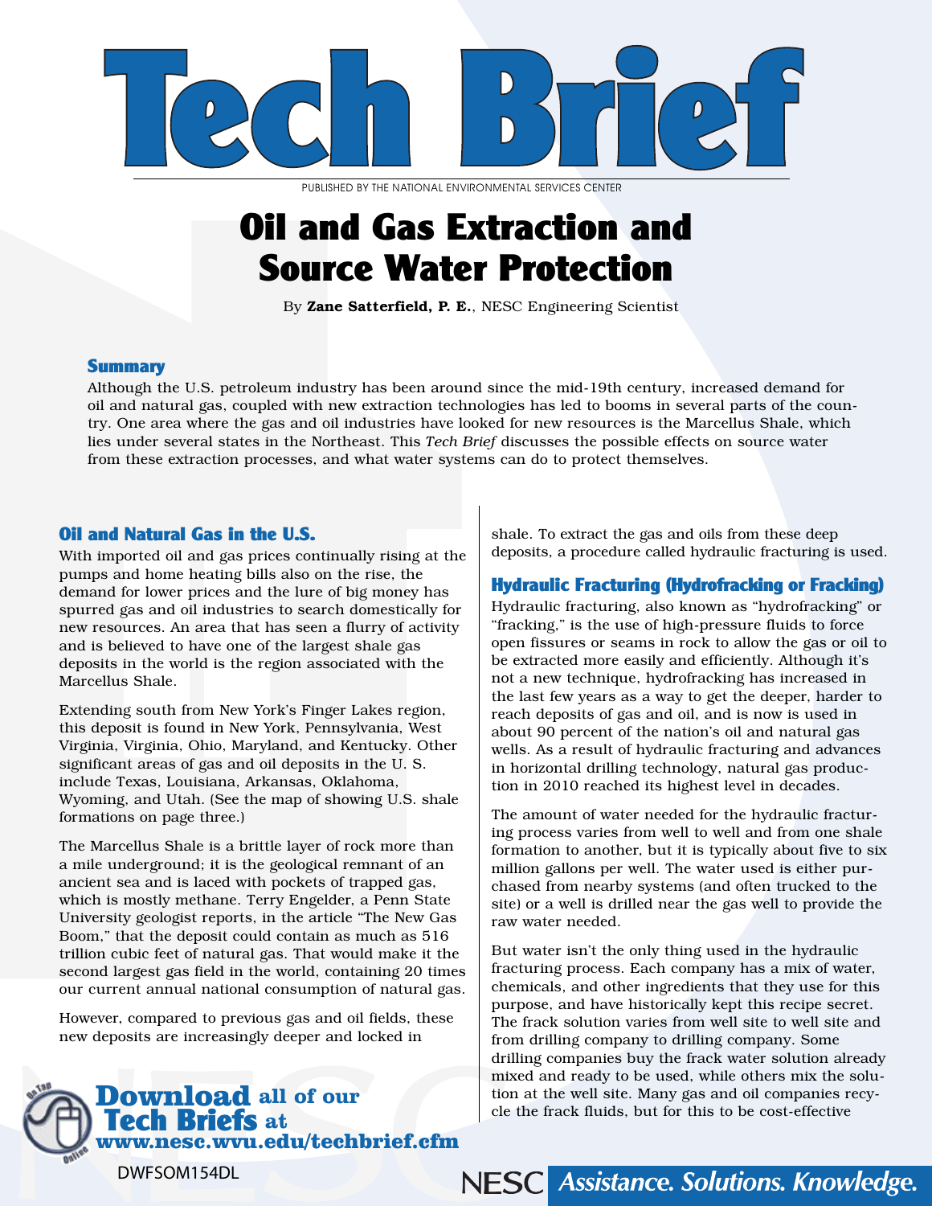# Tech Brief

PUBLISHED BY THE NATIONAL ENVIRONMENTAL SERVICES CENTER

# Oil and Gas Extraction and Source Water Protection

By **Zane Satterfield, P. E.**, NESC Engineering Scientist

## Summary

Although the U.S. petroleum industry has been around since the mid-19th century, increased demand for oil and natural gas, coupled with new extraction technologies has led to booms in several parts of the country. One area where the gas and oil industries have looked for new resources is the Marcellus Shale, which lies under several states in the Northeast. This *Tech Brief* discusses the possible effects on source water from these extraction processes, and what water systems can do to protect themselves.

## Oil and Natural Gas in the U.S.

With imported oil and gas prices continually rising at the pumps and home heating bills also on the rise, the demand for lower prices and the lure of big money has spurred gas and oil industries to search domestically for new resources. An area that has seen a flurry of activity and is believed to have one of the largest shale gas deposits in the world is the region associated with the Marcellus Shale.

Extending south from New York's Finger Lakes region, this deposit is found in New York, Pennsylvania, West Virginia, Virginia, Ohio, Maryland, and Kentucky. Other significant areas of gas and oil deposits in the U. S. include Texas, Louisiana, Arkansas, Oklahoma, Wyoming, and Utah. (See the map of showing U.S. shale formations on page three.)

The Marcellus Shale is a brittle layer of rock more than a mile underground; it is the geological remnant of an ancient sea and is laced with pockets of trapped gas, which is mostly methane. Terry Engelder, a Penn State University geologist reports, in the article "The New Gas Boom," that the deposit could contain as much as 516 trillion cubic feet of natural gas. That would make it the second largest gas field in the world, containing 20 times our current annual national consumption of natural gas.

However, compared to previous gas and oil fields, these new deposits are increasingly deeper and locked in shale. To extract the gas and oils from these deep deposits, a procedure called hydraulic fracturing is used.

## Hydraulic Fracturing (Hydrofracking or Fracking)

Hydraulic fracturing, also known as "hydrofracking" or "fracking," is the use of high-pressure fluids to force open fissures or seams in rock to allow the gas or oil to be extracted more easily and efficiently. Although it's not a new technique, hydrofracking has increased in the last few years as a way to get the deeper, harder to reach deposits of gas and oil, and is now is used in about 90 percent of the nation's oil and natural gas wells. As a result of hydraulic fracturing and advances in horizontal drilling technology, natural gas production in 2010 reached its highest level in decades.

The amount of water needed for the hydraulic fracturing process varies from well to well and from one shale formation to another, but it is typically about five to six million gallons per well. The water used is either purchased from nearby systems (and often trucked to the site) or a well is drilled near the gas well to provide the raw water needed.

But water isn't the only thing used in the hydraulic fracturing process. Each company has a mix of water, chemicals, and other ingredients that they use for this purpose, and have historically kept this recipe secret. The frack solution varies from well site to well site and from drilling company to drilling company. Some drilling companies buy the frack water solution already mixed and ready to be used, while others mix the solution at the well site. Many gas and oil companies recycle the frack fluids, but for this to be cost-effective

**Download** all of our **Tech Briefs** at **www.nesc.wvu.edu/techbrief.cfm**

DWFSOM154DL

NESC *Assistance. Solutions. Knowledge.*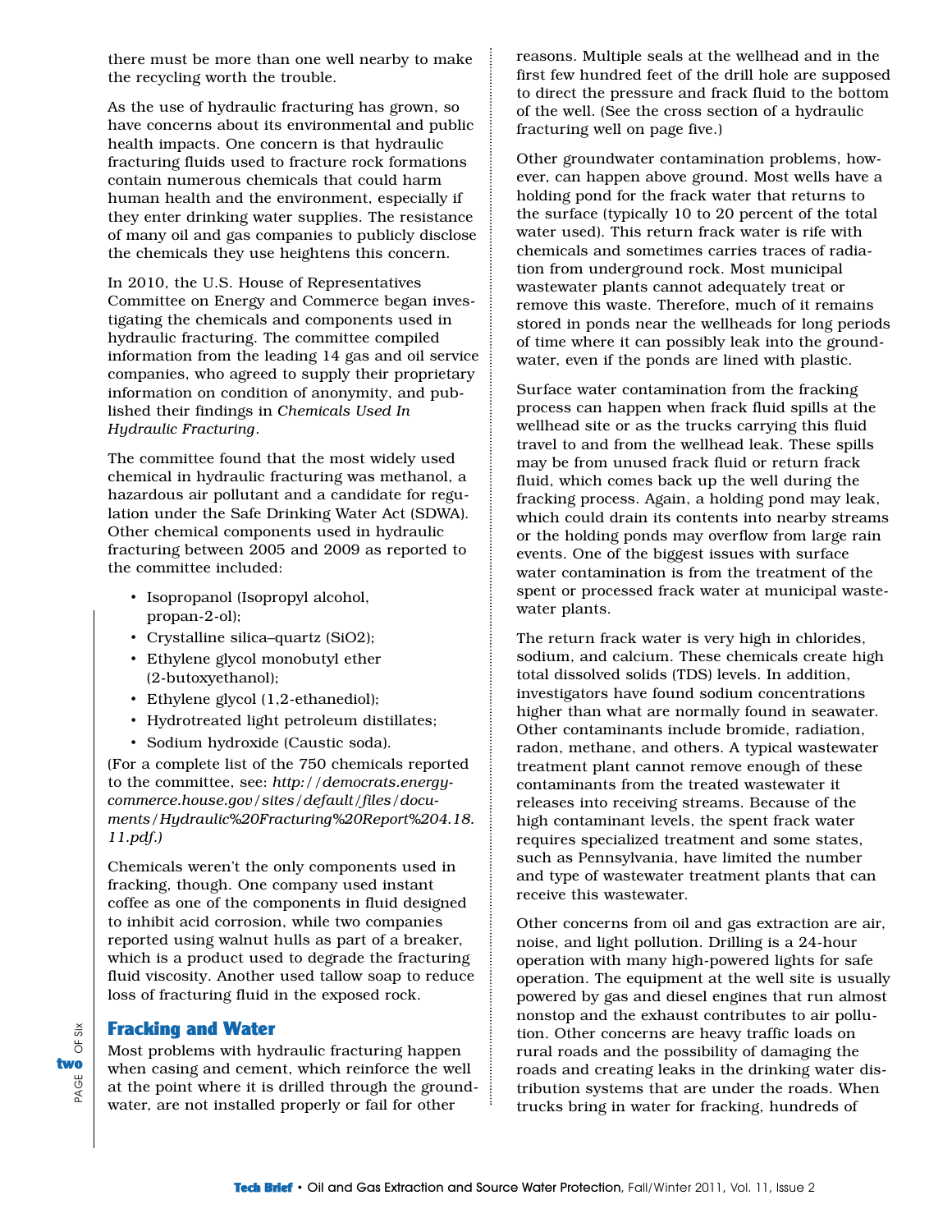there must be more than one well nearby to make the recycling worth the trouble.

As the use of hydraulic fracturing has grown, so have concerns about its environmental and public health impacts. One concern is that hydraulic fracturing fluids used to fracture rock formations contain numerous chemicals that could harm human health and the environment, especially if they enter drinking water supplies. The resistance of many oil and gas companies to publicly disclose the chemicals they use heightens this concern.

In 2010, the U.S. House of Representatives Committee on Energy and Commerce began investigating the chemicals and components used in hydraulic fracturing. The committee compiled information from the leading 14 gas and oil service companies, who agreed to supply their proprietary information on condition of anonymity, and published their findings in *Chemicals Used In Hydraulic Fracturing*.

The committee found that the most widely used chemical in hydraulic fracturing was methanol, a hazardous air pollutant and a candidate for regulation under the Safe Drinking Water Act (SDWA). Other chemical components used in hydraulic fracturing between 2005 and 2009 as reported to the committee included:

- Isopropanol (Isopropyl alcohol, propan-2-ol);
- Crystalline silica–quartz ($SiO_2$);
- Ethylene glycol monobutyl ether (2-butoxyethanol);
- Ethylene glycol (1,2-ethanediol);
- Hydrotreated light petroleum distillates;
- Sodium hydroxide (Caustic soda).

(For a complete list of the 750 chemicals reported to the committee, see: *http://democrats.energycommerce.house.gov/sites/default/files/documents/Hydraulic%20Fracturing%20Report%204.18.11.pdf.)*

Chemicals weren't the only components used in fracking, though. One company used instant coffee as one of the components in fluid designed to inhibit acid corrosion, while two companies reported using walnut hulls as part of a breaker, which is a product used to degrade the fracturing fluid viscosity. Another used tallow soap to reduce loss of fracturing fluid in the exposed rock.

## Fracking and Water

Most problems with hydraulic fracturing happen when casing and cement, which reinforce the well at the point where it is drilled through the groundwater, are not installed properly or fail for other reasons. Multiple seals at the wellhead and in the first few hundred feet of the drill hole are supposed to direct the pressure and frack fluid to the bottom of the well. (See the cross section of a hydraulic fracturing well on page five.)

Other groundwater contamination problems, however, can happen above ground. Most wells have a holding pond for the frack water that returns to the surface (typically 10 to 20 percent of the total water used). This return frack water is rife with chemicals and sometimes carries traces of radiation from underground rock. Most municipal wastewater plants cannot adequately treat or remove this waste. Therefore, much of it remains stored in ponds near the wellheads for long periods of time where it can possibly leak into the groundwater, even if the ponds are lined with plastic.

Surface water contamination from the fracking process can happen when frack fluid spills at the wellhead site or as the trucks carrying this fluid travel to and from the wellhead leak. These spills may be from unused frack fluid or return frack fluid, which comes back up the well during the fracking process. Again, a holding pond may leak, which could drain its contents into nearby streams or the holding ponds may overflow from large rain events. One of the biggest issues with surface water contamination is from the treatment of the spent or processed frack water at municipal wastewater plants.

The return frack water is very high in chlorides, sodium, and calcium. These chemicals create high total dissolved solids (TDS) levels. In addition, investigators have found sodium concentrations higher than what are normally found in seawater. Other contaminants include bromide, radiation, radon, methane, and others. A typical wastewater treatment plant cannot remove enough of these contaminants from the treated wastewater it releases into receiving streams. Because of the high contaminant levels, the spent frack water requires specialized treatment and some states, such as Pennsylvania, have limited the number and type of wastewater treatment plants that can receive this wastewater.

Other concerns from oil and gas extraction are air, noise, and light pollution. Drilling is a 24-hour operation with many high-powered lights for safe operation. The equipment at the well site is usually powered by gas and diesel engines that run almost nonstop and the exhaust contributes to air pollution. Other concerns are heavy traffic loads on rural roads and the possibility of damaging the roads and creating leaks in the drinking water distribution systems that are under the roads. When trucks bring in water for fracking, hundreds of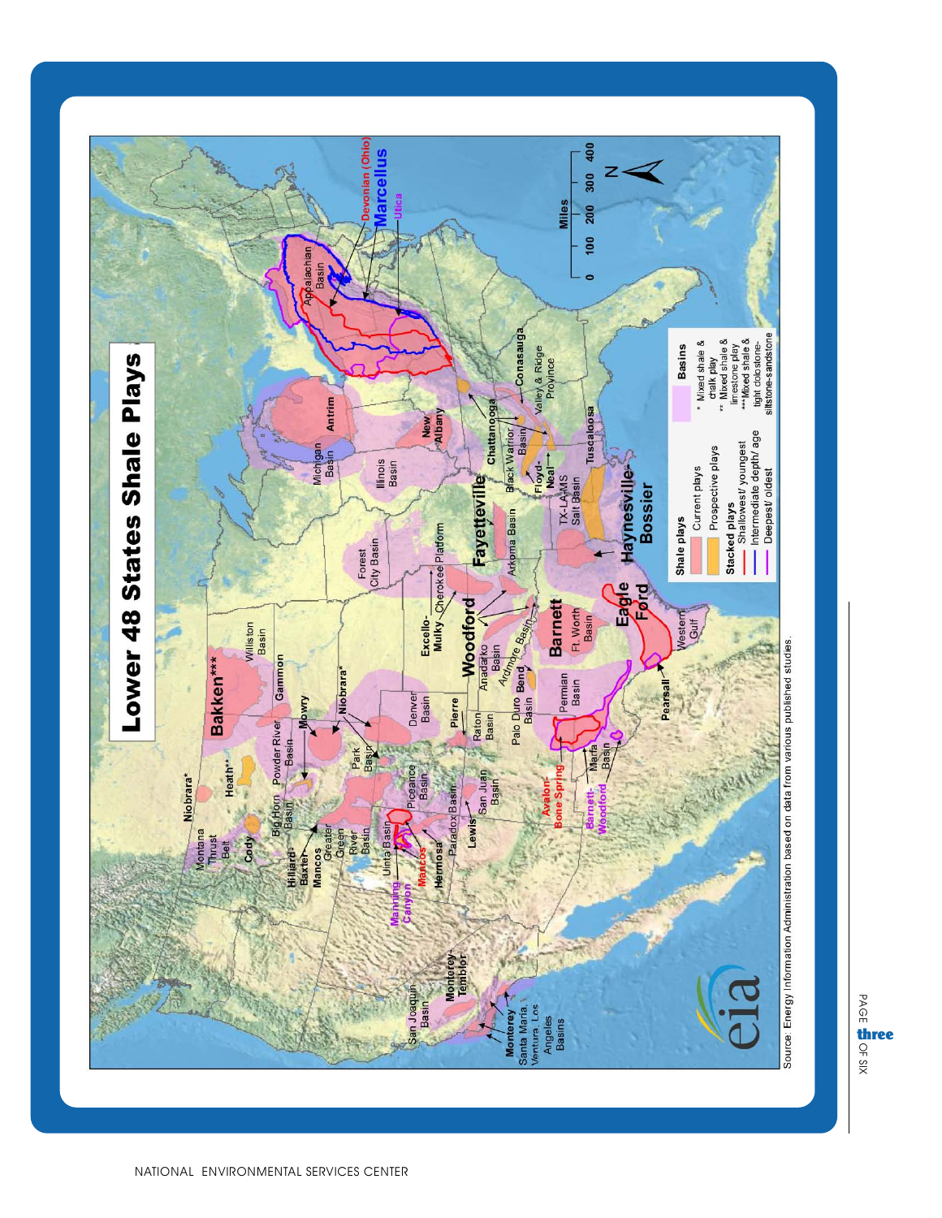# Lower 48 States Shale Plays

**Shale plays**
- Current plays
- Prospective plays

**Stacked plays**
- Shallowest/ youngest
- Intermediate depth/ age
- Deepest/ oldest

**Basins**
- \* Mixed shale & chalk play
- \*\* Mixed shale & limestone play
- \*\*\* Mixed shale & tight dolostone-siltstone-sandstone

Source: Energy Information Administration based on data from various published studies.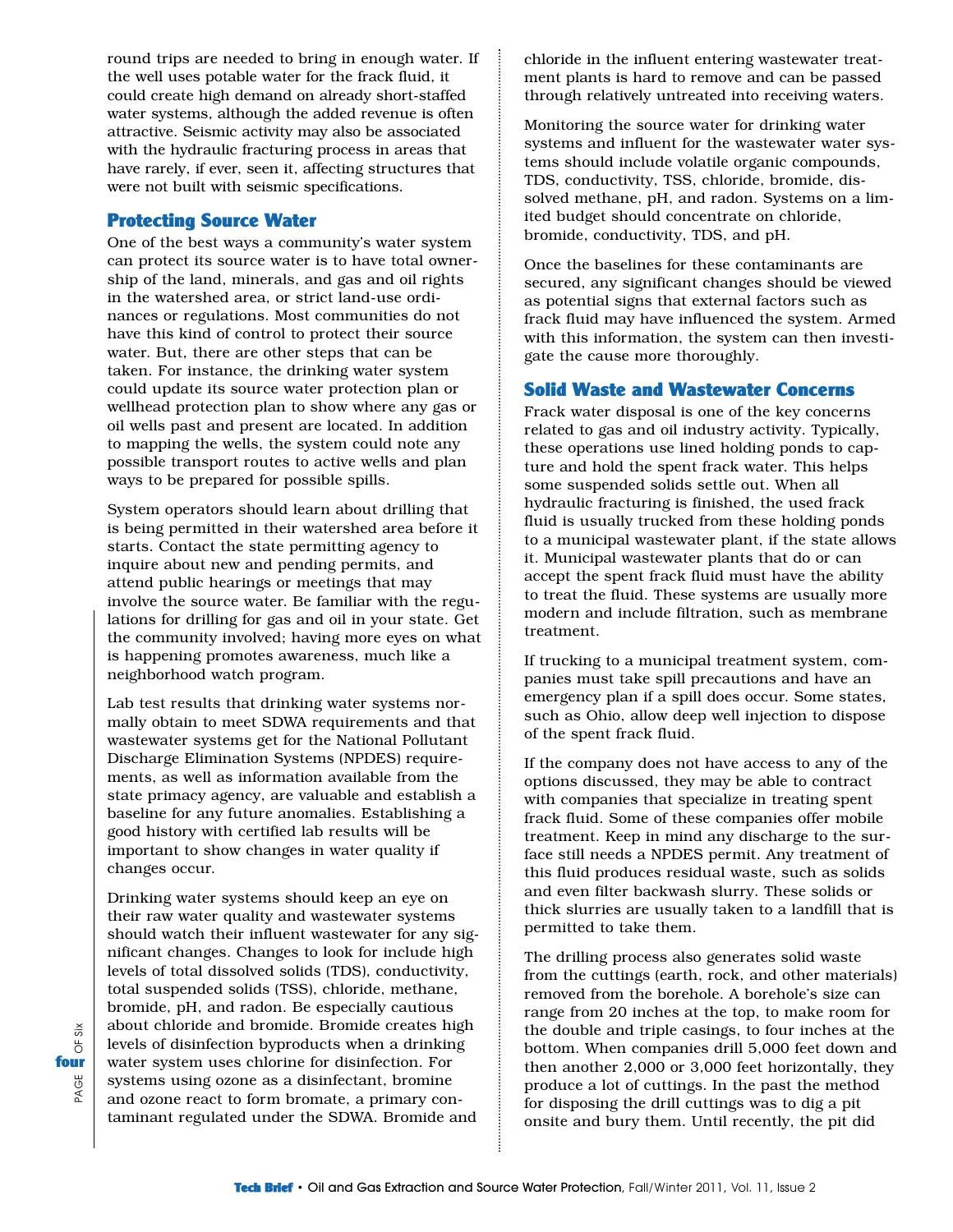round trips are needed to bring in enough water. If the well uses potable water for the frack fluid, it could create high demand on already short-staffed water systems, although the added revenue is often attractive. Seismic activity may also be associated with the hydraulic fracturing process in areas that have rarely, if ever, seen it, affecting structures that were not built with seismic specifications.

## Protecting Source Water

One of the best ways a community's water system can protect its source water is to have total ownership of the land, minerals, and gas and oil rights in the watershed area, or strict land-use ordinances or regulations. Most communities do not have this kind of control to protect their source water. But, there are other steps that can be taken. For instance, the drinking water system could update its source water protection plan or wellhead protection plan to show where any gas or oil wells past and present are located. In addition to mapping the wells, the system could note any possible transport routes to active wells and plan ways to be prepared for possible spills.

System operators should learn about drilling that is being permitted in their watershed area before it starts. Contact the state permitting agency to inquire about new and pending permits, and attend public hearings or meetings that may involve the source water. Be familiar with the regulations for drilling for gas and oil in your state. Get the community involved; having more eyes on what is happening promotes awareness, much like a neighborhood watch program.

Lab test results that drinking water systems normally obtain to meet SDWA requirements and that wastewater systems get for the National Pollutant Discharge Elimination Systems (NPDES) requirements, as well as information available from the state primacy agency, are valuable and establish a baseline for any future anomalies. Establishing a good history with certified lab results will be important to show changes in water quality if changes occur.

Drinking water systems should keep an eye on their raw water quality and wastewater systems should watch their influent wastewater for any significant changes. Changes to look for include high levels of total dissolved solids (TDS), conductivity, total suspended solids (TSS), chloride, methane, bromide, pH, and radon. Be especially cautious about chloride and bromide. Bromide creates high levels of disinfection byproducts when a drinking water system uses chlorine for disinfection. For systems using ozone as a disinfectant, bromine and ozone react to form bromate, a primary contaminant regulated under the SDWA. Bromide and chloride in the influent entering wastewater treatment plants is hard to remove and can be passed through relatively untreated into receiving waters.

Monitoring the source water for drinking water systems and influent for the wastewater water systems should include volatile organic compounds, TDS, conductivity, TSS, chloride, bromide, dissolved methane, pH, and radon. Systems on a limited budget should concentrate on chloride, bromide, conductivity, TDS, and pH.

Once the baselines for these contaminants are secured, any significant changes should be viewed as potential signs that external factors such as frack fluid may have influenced the system. Armed with this information, the system can then investigate the cause more thoroughly.

## Solid Waste and Wastewater Concerns

Frack water disposal is one of the key concerns related to gas and oil industry activity. Typically, these operations use lined holding ponds to capture and hold the spent frack water. This helps some suspended solids settle out. When all hydraulic fracturing is finished, the used frack fluid is usually trucked from these holding ponds to a municipal wastewater plant, if the state allows it. Municipal wastewater plants that do or can accept the spent frack fluid must have the ability to treat the fluid. These systems are usually more modern and include filtration, such as membrane treatment.

If trucking to a municipal treatment system, companies must take spill precautions and have an emergency plan if a spill does occur. Some states, such as Ohio, allow deep well injection to dispose of the spent frack fluid.

If the company does not have access to any of the options discussed, they may be able to contract with companies that specialize in treating spent frack fluid. Some of these companies offer mobile treatment. Keep in mind any discharge to the surface still needs a NPDES permit. Any treatment of this fluid produces residual waste, such as solids and even filter backwash slurry. These solids or thick slurries are usually taken to a landfill that is permitted to take them.

The drilling process also generates solid waste from the cuttings (earth, rock, and other materials) removed from the borehole. A borehole's size can range from 20 inches at the top, to make room for the double and triple casings, to four inches at the bottom. When companies drill 5,000 feet down and then another 2,000 or 3,000 feet horizontally, they produce a lot of cuttings. In the past the method for disposing the drill cuttings was to dig a pit onsite and bury them. Until recently, the pit did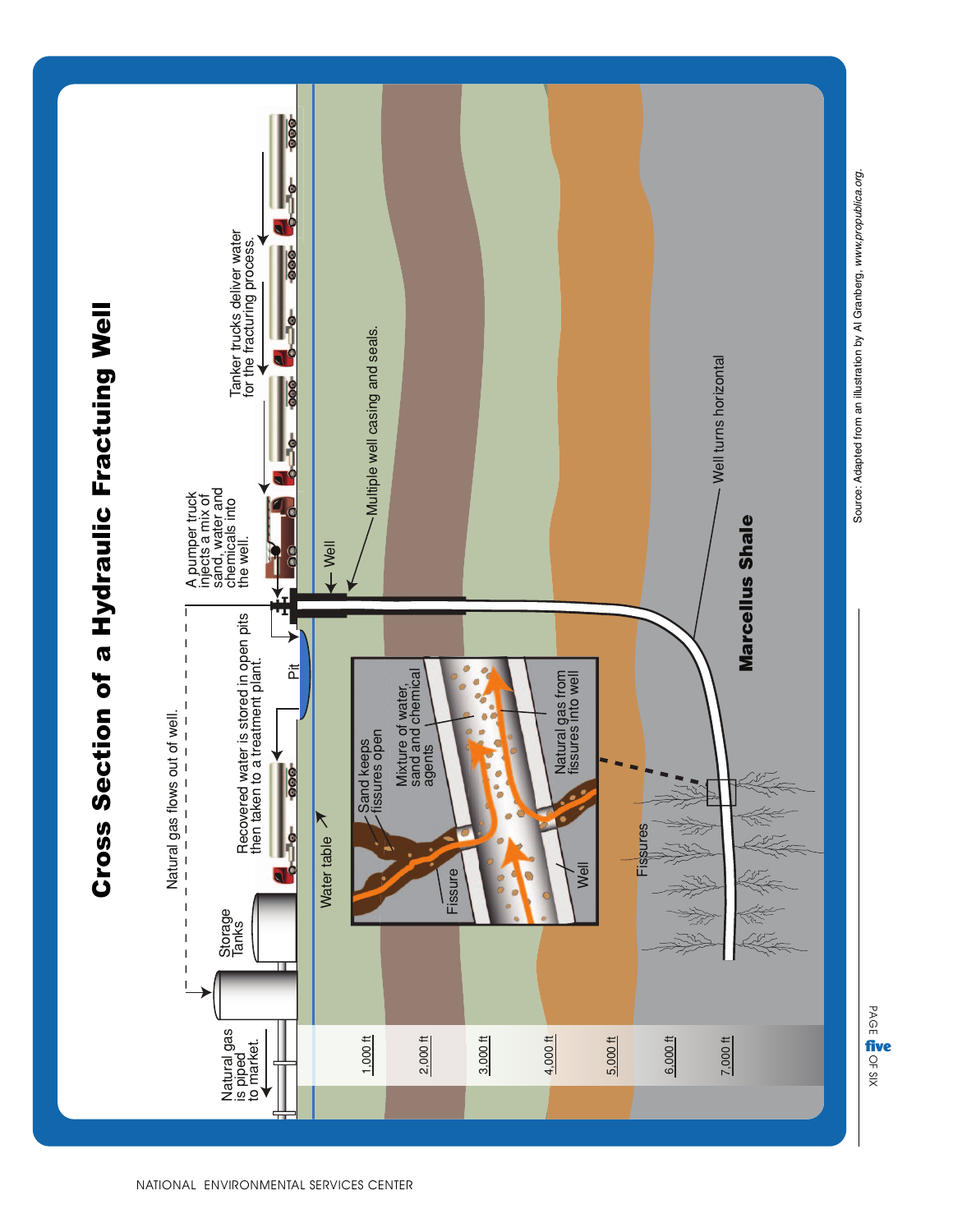# Cross Section of a Hydraulic Fracturing Well

Natural gas is piped to market.

Storage Tanks

Natural gas flows out of well.

Recovered water is stored in open pits then taken to a treatment plant.

Pit

A pumper truck injects a mix of sand, water and chemicals into the well.

Tanker trucks deliver water for the fracturing process.

Water table

Well

Multiple well casing and seals.

Sand keeps fissures open

Mixture of water, sand and chemical agents

Natural gas from fissures into well

Fissure

Well

Fissures

Well turns horizontal

Marcellus Shale

1,000 ft

2,000 ft

3,000 ft

4,000 ft

5,000 ft

6,000 ft

7,000 ft

Source: Adapted from an illustration by Al Granberg, *www.propublica.org*.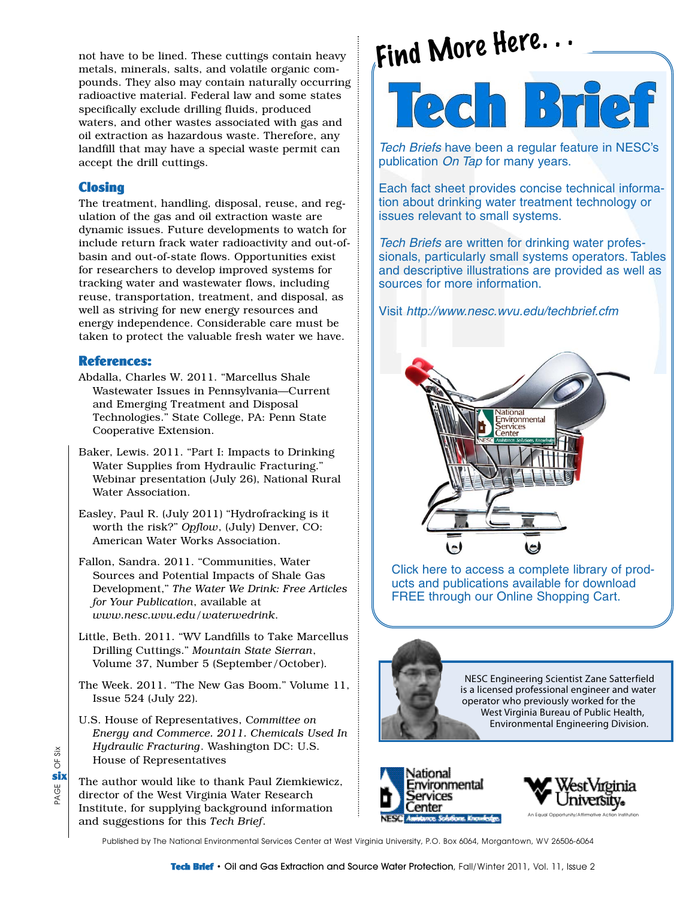not have to be lined. These cuttings contain heavy metals, minerals, salts, and volatile organic compounds. They also may contain naturally occurring radioactive material. Federal law and some states specifically exclude drilling fluids, produced waters, and other wastes associated with gas and oil extraction as hazardous waste. Therefore, any landfill that may have a special waste permit can accept the drill cuttings.

## Closing

The treatment, handling, disposal, reuse, and regulation of the gas and oil extraction waste are dynamic issues. Future developments to watch for include return frack water radioactivity and out-of-basin and out-of-state flows. Opportunities exist for researchers to develop improved systems for tracking water and wastewater flows, including reuse, transportation, treatment, and disposal, as well as striving for new energy resources and energy independence. Considerable care must be taken to protect the valuable fresh water we have.

## References:

Abdalla, Charles W. 2011. "Marcellus Shale Wastewater Issues in Pennsylvania—Current and Emerging Treatment and Disposal Technologies." State College, PA: Penn State Cooperative Extension.

Baker, Lewis. 2011. "Part I: Impacts to Drinking Water Supplies from Hydraulic Fracturing." Webinar presentation (July 26), National Rural Water Association.

Easley, Paul R. (July 2011) "Hydrofracking is it worth the risk?" *Opflow*, (July) Denver, CO: American Water Works Association.

Fallon, Sandra. 2011. "Communities, Water Sources and Potential Impacts of Shale Gas Development," *The Water We Drink: Free Articles for Your Publication*, available at *www.nesc.wvu.edu/waterwedrink*.

Little, Beth. 2011. "WV Landfills to Take Marcellus Drilling Cuttings." *Mountain State Sierran*, Volume 37, Number 5 (September/October).

The Week. 2011. "The New Gas Boom." Volume 11, Issue 524 (July 22).

U.S. House of Representatives, C*ommittee on Energy and Commerce. 2011. Chemicals Used In Hydraulic Fracturing*. Washington DC: U.S. House of Representatives

The author would like to thank Paul Ziemkiewicz, director of the West Virginia Water Research Institute, for supplying background information and suggestions for this *Tech Brief*.

# Find More Here. . .

## Tech Brief

*Tech Briefs* have been a regular feature in NESC's publication *On Tap* for many years.

Each fact sheet provides concise technical information about drinking water treatment technology or issues relevant to small systems.

*Tech Briefs* are written for drinking water professionals, particularly small systems operators. Tables and descriptive illustrations are provided as well as sources for more information.

Visit *http://www.nesc.wvu.edu/techbrief.cfm*

Click here to access a complete library of products and publications available for download FREE through our Online Shopping Cart.

NESC Engineering Scientist Zane Satterfield is a licensed professional engineer and water operator who previously worked for the West Virginia Bureau of Public Health, Environmental Engineering Division.

National Environmental Services Center — NESC Assistance. Solutions. Knowledge.

West Virginia University. An Equal Opportunity/Affirmative Action Institution

Published by The National Environmental Services Center at West Virginia University, P.O. Box 6064, Morgantown, WV 26506-6064